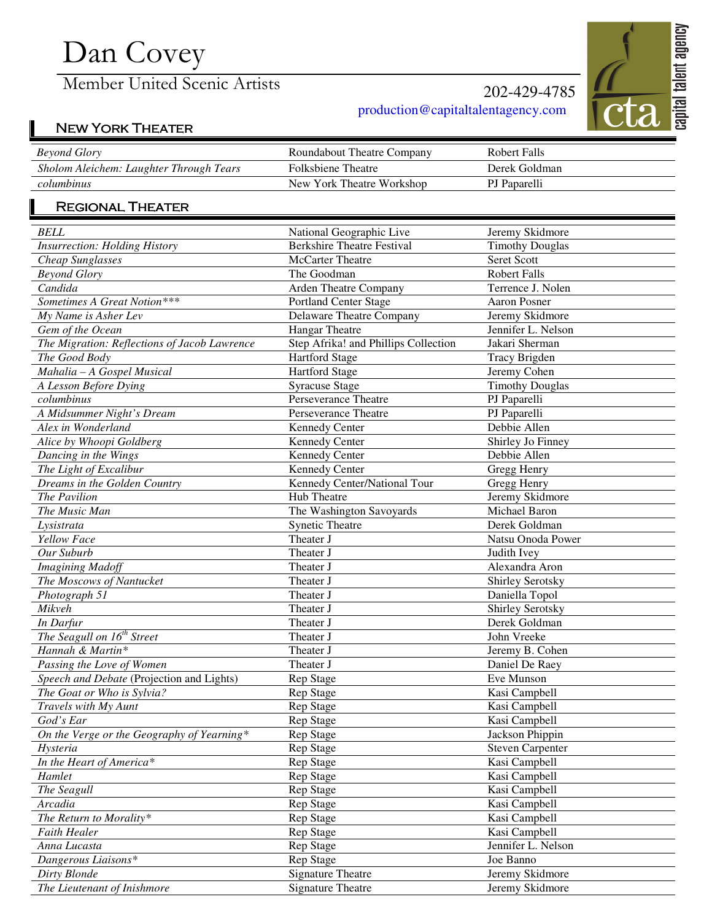# Dan Covey

Member United Scenic Artists

202-429-4785

production@capitaltalentagency.com

capital talent agency

## New York Theater

| | | |
|---|---|---|
| *Beyond Glory* | Roundabout Theatre Company | Robert Falls |
| *Sholom Aleichem: Laughter Through Tears* | Folksbiene Theatre | Derek Goldman |
| *columbinus* | New York Theatre Workshop | PJ Paparelli |

## Regional Theater

| | | |
|---|---|---|
| *BELL* | National Geographic Live | Jeremy Skidmore |
| *Insurrection: Holding History* | Berkshire Theatre Festival | Timothy Douglas |
| *Cheap Sunglasses* | McCarter Theatre | Seret Scott |
| *Beyond Glory* | The Goodman | Robert Falls |
| *Candida* | Arden Theatre Company | Terrence J. Nolen |
| *Sometimes A Great Notion**** | Portland Center Stage | Aaron Posner |
| *My Name is Asher Lev* | Delaware Theatre Company | Jeremy Skidmore |
| *Gem of the Ocean* | Hangar Theatre | Jennifer L. Nelson |
| *The Migration: Reflections of Jacob Lawrence* | Step Afrika! and Phillips Collection | Jakari Sherman |
| *The Good Body* | Hartford Stage | Tracy Brigden |
| *Mahalia – A Gospel Musical* | Hartford Stage | Jeremy Cohen |
| *A Lesson Before Dying* | Syracuse Stage | Timothy Douglas |
| *columbinus* | Perseverance Theatre | PJ Paparelli |
| *A Midsummer Night's Dream* | Perseverance Theatre | PJ Paparelli |
| *Alex in Wonderland* | Kennedy Center | Debbie Allen |
| *Alice by Whoopi Goldberg* | Kennedy Center | Shirley Jo Finney |
| *Dancing in the Wings* | Kennedy Center | Debbie Allen |
| *The Light of Excalibur* | Kennedy Center | Gregg Henry |
| *Dreams in the Golden Country* | Kennedy Center/National Tour | Gregg Henry |
| *The Pavilion* | Hub Theatre | Jeremy Skidmore |
| *The Music Man* | The Washington Savoyards | Michael Baron |
| *Lysistrata* | Synetic Theatre | Derek Goldman |
| *Yellow Face* | Theater J | Natsu Onoda Power |
| *Our Suburb* | Theater J | Judith Ivey |
| *Imagining Madoff* | Theater J | Alexandra Aron |
| *The Moscows of Nantucket* | Theater J | Shirley Serotsky |
| *Photograph 51* | Theater J | Daniella Topol |
| *Mikveh* | Theater J | Shirley Serotsky |
| *In Darfur* | Theater J | Derek Goldman |
| *The Seagull on 16th Street* | Theater J | John Vreeke |
| *Hannah & Martin** | Theater J | Jeremy B. Cohen |
| *Passing the Love of Women* | Theater J | Daniel De Raey |
| *Speech and Debate* (Projection and Lights) | Rep Stage | Eve Munson |
| *The Goat or Who is Sylvia?* | Rep Stage | Kasi Campbell |
| *Travels with My Aunt* | Rep Stage | Kasi Campbell |
| *God's Ear* | Rep Stage | Kasi Campbell |
| *On the Verge or the Geography of Yearning** | Rep Stage | Jackson Phippin |
| *Hysteria* | Rep Stage | Steven Carpenter |
| *In the Heart of America** | Rep Stage | Kasi Campbell |
| *Hamlet* | Rep Stage | Kasi Campbell |
| *The Seagull* | Rep Stage | Kasi Campbell |
| *Arcadia* | Rep Stage | Kasi Campbell |
| *The Return to Morality** | Rep Stage | Kasi Campbell |
| *Faith Healer* | Rep Stage | Kasi Campbell |
| *Anna Lucasta* | Rep Stage | Jennifer L. Nelson |
| *Dangerous Liaisons** | Rep Stage | Joe Banno |
| *Dirty Blonde* | Signature Theatre | Jeremy Skidmore |
| *The Lieutenant of Inishmore* | Signature Theatre | Jeremy Skidmore |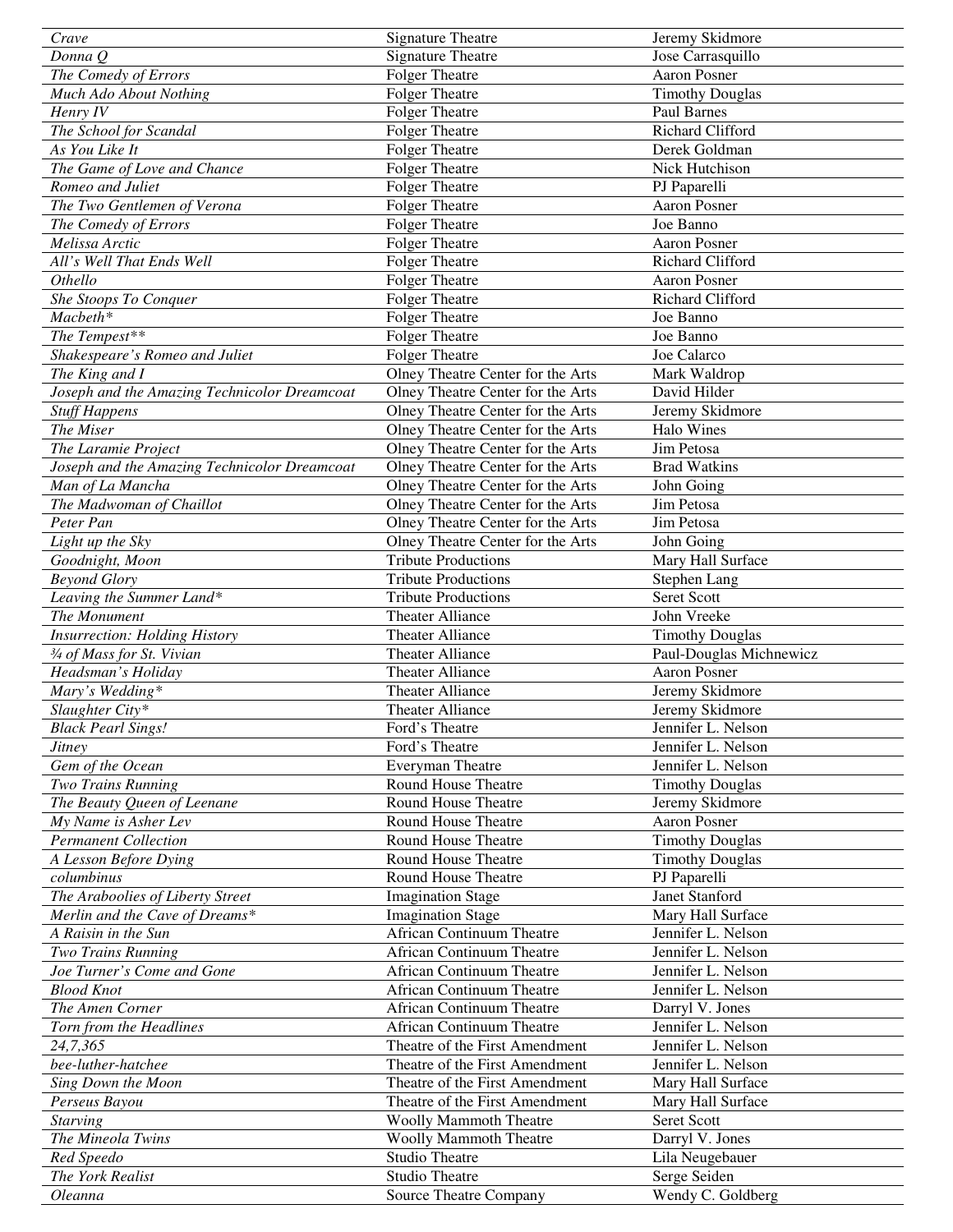| | | |
|---|---|---|
| *Crave* | Signature Theatre | Jeremy Skidmore |
| *Donna Q* | Signature Theatre | Jose Carrasquillo |
| *The Comedy of Errors* | Folger Theatre | Aaron Posner |
| *Much Ado About Nothing* | Folger Theatre | Timothy Douglas |
| *Henry IV* | Folger Theatre | Paul Barnes |
| *The School for Scandal* | Folger Theatre | Richard Clifford |
| *As You Like It* | Folger Theatre | Derek Goldman |
| *The Game of Love and Chance* | Folger Theatre | Nick Hutchison |
| *Romeo and Juliet* | Folger Theatre | PJ Paparelli |
| *The Two Gentlemen of Verona* | Folger Theatre | Aaron Posner |
| *The Comedy of Errors* | Folger Theatre | Joe Banno |
| *Melissa Arctic* | Folger Theatre | Aaron Posner |
| *All's Well That Ends Well* | Folger Theatre | Richard Clifford |
| *Othello* | Folger Theatre | Aaron Posner |
| *She Stoops To Conquer* | Folger Theatre | Richard Clifford |
| *Macbeth** | Folger Theatre | Joe Banno |
| *The Tempest*** | Folger Theatre | Joe Banno |
| *Shakespeare's Romeo and Juliet* | Folger Theatre | Joe Calarco |
| *The King and I* | Olney Theatre Center for the Arts | Mark Waldrop |
| *Joseph and the Amazing Technicolor Dreamcoat* | Olney Theatre Center for the Arts | David Hilder |
| *Stuff Happens* | Olney Theatre Center for the Arts | Jeremy Skidmore |
| *The Miser* | Olney Theatre Center for the Arts | Halo Wines |
| *The Laramie Project* | Olney Theatre Center for the Arts | Jim Petosa |
| *Joseph and the Amazing Technicolor Dreamcoat* | Olney Theatre Center for the Arts | Brad Watkins |
| *Man of La Mancha* | Olney Theatre Center for the Arts | John Going |
| *The Madwoman of Chaillot* | Olney Theatre Center for the Arts | Jim Petosa |
| *Peter Pan* | Olney Theatre Center for the Arts | Jim Petosa |
| *Light up the Sky* | Olney Theatre Center for the Arts | John Going |
| *Goodnight, Moon* | Tribute Productions | Mary Hall Surface |
| *Beyond Glory* | Tribute Productions | Stephen Lang |
| *Leaving the Summer Land** | Tribute Productions | Seret Scott |
| *The Monument* | Theater Alliance | John Vreeke |
| *Insurrection: Holding History* | Theater Alliance | Timothy Douglas |
| *¾ of Mass for St. Vivian* | Theater Alliance | Paul-Douglas Michnewicz |
| *Headsman's Holiday* | Theater Alliance | Aaron Posner |
| *Mary's Wedding** | Theater Alliance | Jeremy Skidmore |
| *Slaughter City** | Theater Alliance | Jeremy Skidmore |
| *Black Pearl Sings!* | Ford's Theatre | Jennifer L. Nelson |
| *Jitney* | Ford's Theatre | Jennifer L. Nelson |
| *Gem of the Ocean* | Everyman Theatre | Jennifer L. Nelson |
| *Two Trains Running* | Round House Theatre | Timothy Douglas |
| *The Beauty Queen of Leenane* | Round House Theatre | Jeremy Skidmore |
| *My Name is Asher Lev* | Round House Theatre | Aaron Posner |
| *Permanent Collection* | Round House Theatre | Timothy Douglas |
| *A Lesson Before Dying* | Round House Theatre | Timothy Douglas |
| *columbinus* | Round House Theatre | PJ Paparelli |
| *The Araboolies of Liberty Street* | Imagination Stage | Janet Stanford |
| *Merlin and the Cave of Dreams** | Imagination Stage | Mary Hall Surface |
| *A Raisin in the Sun* | African Continuum Theatre | Jennifer L. Nelson |
| *Two Trains Running* | African Continuum Theatre | Jennifer L. Nelson |
| *Joe Turner's Come and Gone* | African Continuum Theatre | Jennifer L. Nelson |
| *Blood Knot* | African Continuum Theatre | Jennifer L. Nelson |
| *The Amen Corner* | African Continuum Theatre | Darryl V. Jones |
| *Torn from the Headlines* | African Continuum Theatre | Jennifer L. Nelson |
| *24,7,365* | Theatre of the First Amendment | Jennifer L. Nelson |
| *bee-luther-hatchee* | Theatre of the First Amendment | Jennifer L. Nelson |
| *Sing Down the Moon* | Theatre of the First Amendment | Mary Hall Surface |
| *Perseus Bayou* | Theatre of the First Amendment | Mary Hall Surface |
| *Starving* | Woolly Mammoth Theatre | Seret Scott |
| *The Mineola Twins* | Woolly Mammoth Theatre | Darryl V. Jones |
| *Red Speedo* | Studio Theatre | Lila Neugebauer |
| *The York Realist* | Studio Theatre | Serge Seiden |
| *Oleanna* | Source Theatre Company | Wendy C. Goldberg |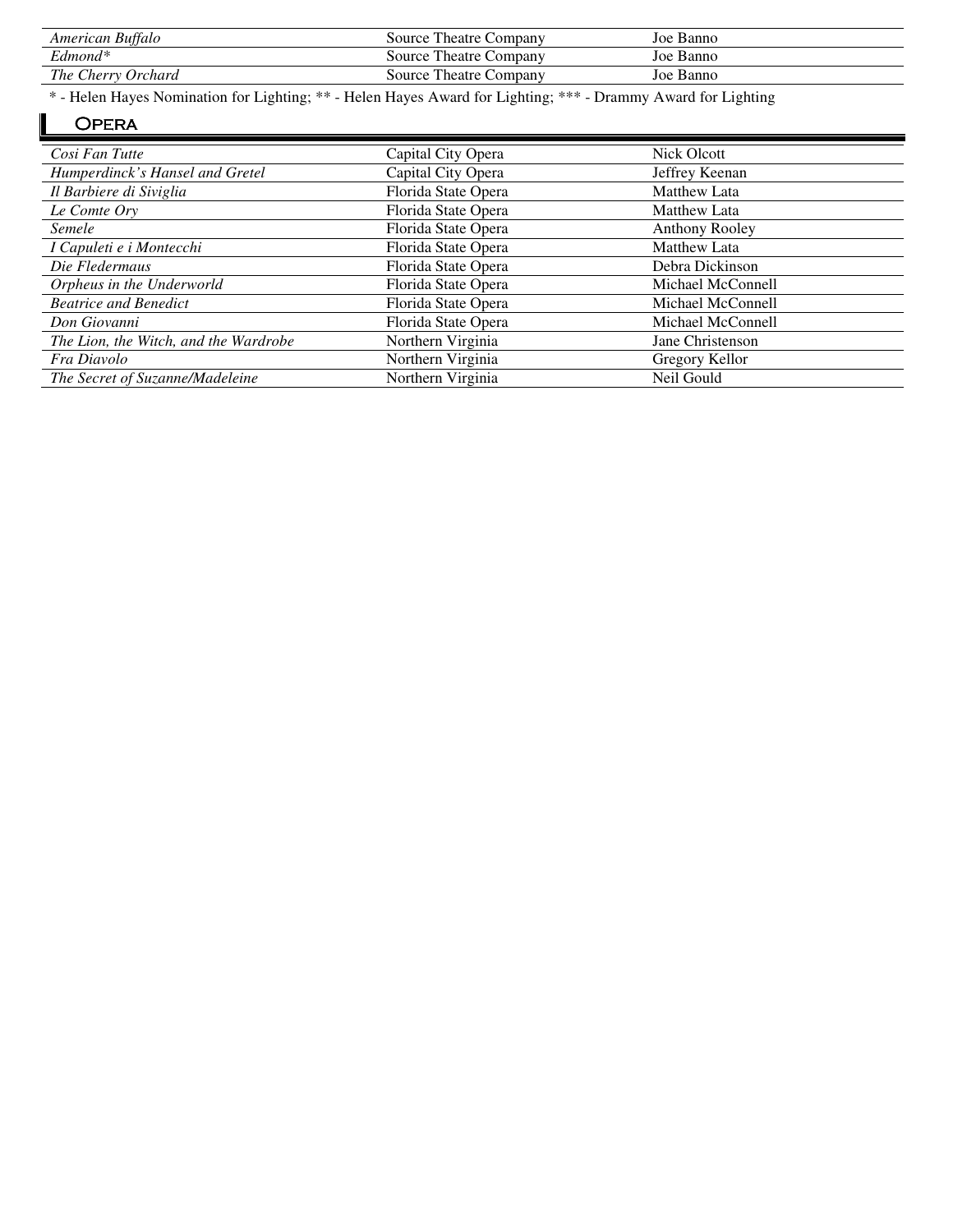| | | |
|---|---|---|
| *American Buffalo* | Source Theatre Company | Joe Banno |
| *Edmond** | Source Theatre Company | Joe Banno |
| *The Cherry Orchard* | Source Theatre Company | Joe Banno |

* - Helen Hayes Nomination for Lighting; ** - Helen Hayes Award for Lighting; *** - Drammy Award for Lighting

## Opera

| | | |
|---|---|---|
| *Cosi Fan Tutte* | Capital City Opera | Nick Olcott |
| *Humperdinck's Hansel and Gretel* | Capital City Opera | Jeffrey Keenan |
| *Il Barbiere di Siviglia* | Florida State Opera | Matthew Lata |
| *Le Comte Ory* | Florida State Opera | Matthew Lata |
| *Semele* | Florida State Opera | Anthony Rooley |
| *I Capuleti e i Montecchi* | Florida State Opera | Matthew Lata |
| *Die Fledermaus* | Florida State Opera | Debra Dickinson |
| *Orpheus in the Underworld* | Florida State Opera | Michael McConnell |
| *Beatrice and Benedict* | Florida State Opera | Michael McConnell |
| *Don Giovanni* | Florida State Opera | Michael McConnell |
| *The Lion, the Witch, and the Wardrobe* | Northern Virginia | Jane Christenson |
| *Fra Diavolo* | Northern Virginia | Gregory Kellor |
| *The Secret of Suzanne/Madeleine* | Northern Virginia | Neil Gould |